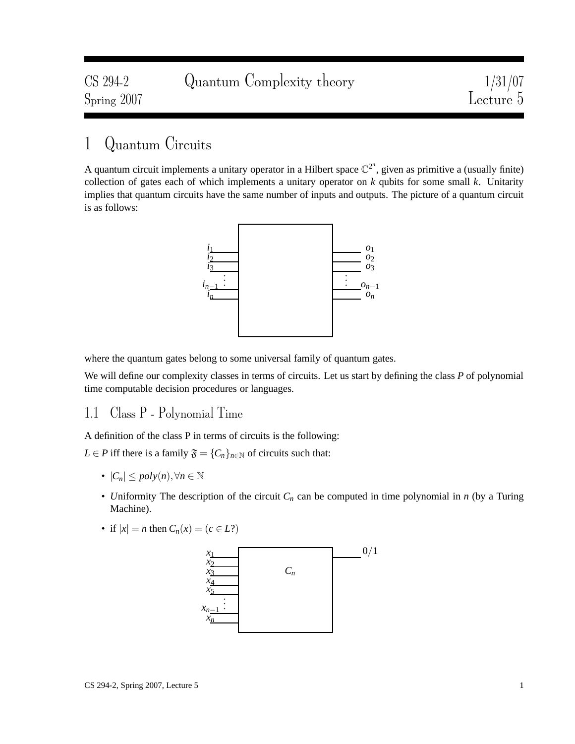# 1 Quantum Circuits

A quantum circuit implements a unitary operator in a Hilbert space $\mathbb{C}^{2^n}$, given as primitive a (usually finite) collection of gates each of which implements a unitary operator on $k$ qubits for some small $k$. Unitarity implies that quantum circuits have the same number of inputs and outputs. The picture of a quantum circuit is as follows:

where the quantum gates belong to some universal family of quantum gates.

We will define our complexity classes in terms of circuits. Let us start by defining the class $P$ of polynomial time computable decision procedures or languages.

## 1.1 Class P - Polynomial Time

A definition of the class P in terms of circuits is the following:

$L \in P$ iff there is a family $\mathfrak{F} = \{C_n\}_{n \in \mathbb{N}}$ of circuits such that:

- $|C_n| \leq poly(n), \forall n \in \mathbb{N}$
- *U*niformity The description of the circuit $C_n$ can be computed in time polynomial in $n$ (by a Turing Machine).
- if $|x| = n$ then $C_n(x) = (c \in L?)$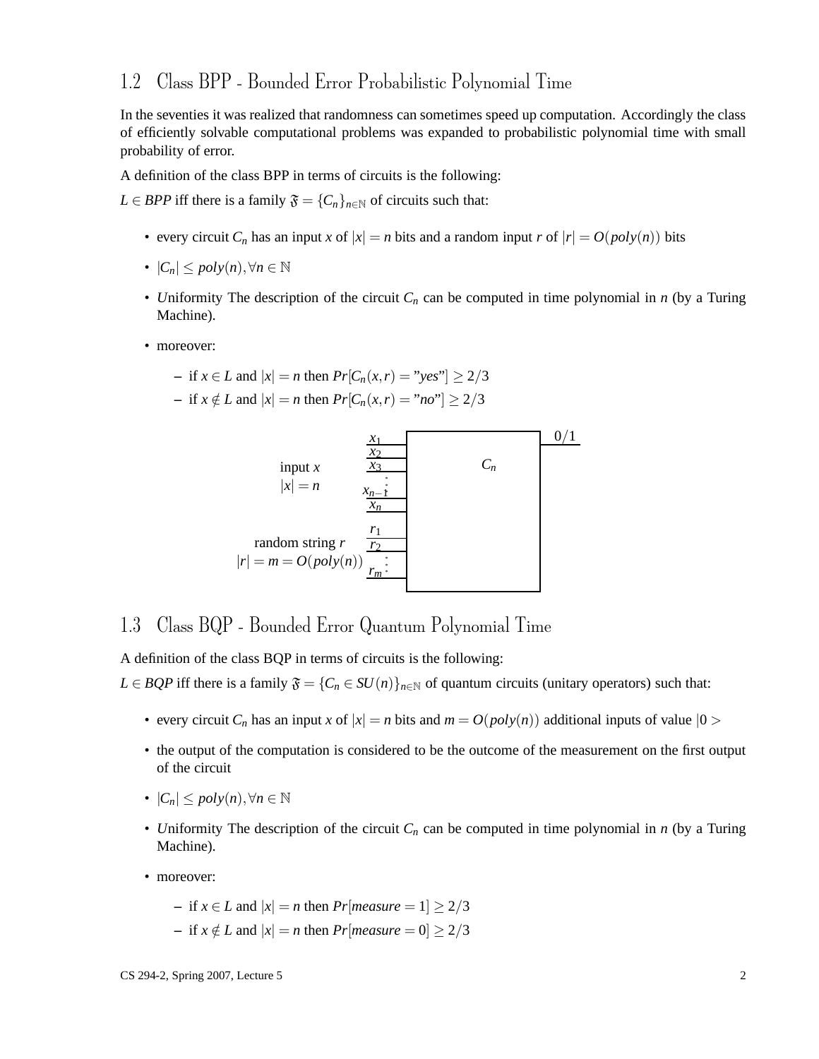## 1.2 Class BPP - Bounded Error Probabilistic Polynomial Time

In the seventies it was realized that randomness can sometimes speed up computation. Accordingly the class of efficiently solvable computational problems was expanded to probabilistic polynomial time with small probability of error.

A definition of the class BPP in terms of circuits is the following:

$L \in BPP$ iff there is a family $\mathfrak{F} = \{C_n\}_{n \in \mathbb{N}}$ of circuits such that:

- every circuit $C_n$ has an input $x$ of $|x| = n$ bits and a random input $r$ of $|r| = O(poly(n))$ bits
- $|C_n| \leq poly(n), \forall n \in \mathbb{N}$
- *U*niformity The description of the circuit $C_n$ can be computed in time polynomial in $n$ (by a Turing Machine).
- moreover:
  - if $x \in L$ and $|x| = n$ then $Pr[C_n(x,r) = \text{"yes"}] \geq 2/3$
  - if $x \notin L$ and $|x| = n$ then $Pr[C_n(x,r) = \text{"no"}] \geq 2/3$

input $x$, $|x| = n$: $x_1, x_2, x_3, \ldots, x_{n-1}, x_n$ → $C_n$ → $0/1$

random string $r$, $|r| = m = O(poly(n))$: $r_1, r_2, \ldots, r_m$

## 1.3 Class BQP - Bounded Error Quantum Polynomial Time

A definition of the class BQP in terms of circuits is the following:

$L \in BQP$ iff there is a family $\mathfrak{F} = \{C_n \in SU(n)\}_{n \in \mathbb{N}}$ of quantum circuits (unitary operators) such that:

- every circuit $C_n$ has an input $x$ of $|x| = n$ bits and $m = O(poly(n))$ additional inputs of value $|0>$
- the output of the computation is considered to be the outcome of the measurement on the first output of the circuit
- $|C_n| \leq poly(n), \forall n \in \mathbb{N}$
- *U*niformity The description of the circuit $C_n$ can be computed in time polynomial in $n$ (by a Turing Machine).
- moreover:
  - if $x \in L$ and $|x| = n$ then $Pr[measure = 1] \geq 2/3$
  - if $x \notin L$ and $|x| = n$ then $Pr[measure = 0] \geq 2/3$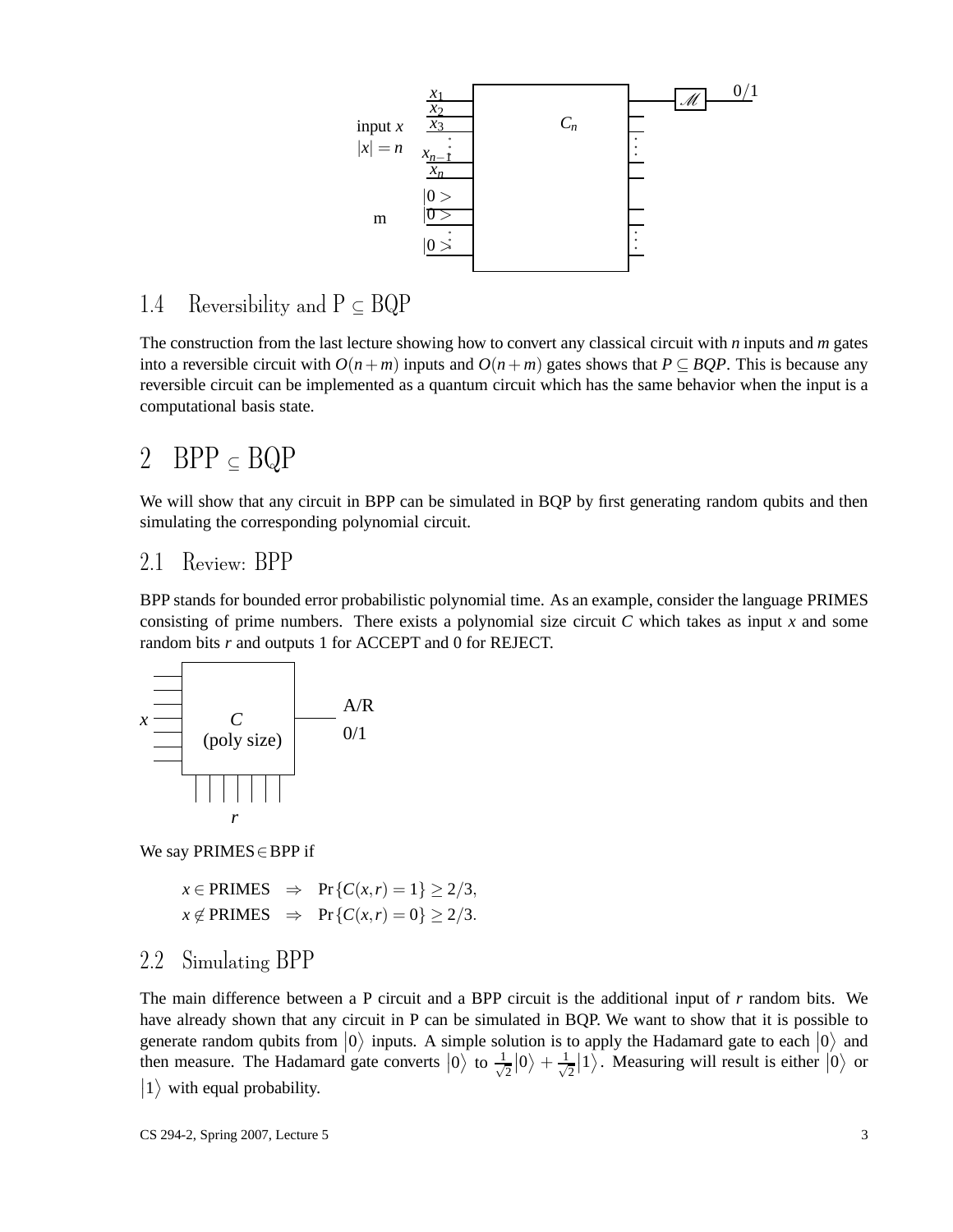## 1.4 Reversibility and P $\subseteq$ BQP

The construction from the last lecture showing how to convert any classical circuit with $n$ inputs and $m$ gates into a reversible circuit with $O(n+m)$ inputs and $O(n+m)$ gates shows that $P \subseteq BQP$. This is because any reversible circuit can be implemented as a quantum circuit which has the same behavior when the input is a computational basis state.

# 2 BPP $\subseteq$ BQP

We will show that any circuit in BPP can be simulated in BQP by first generating random qubits and then simulating the corresponding polynomial circuit.

## 2.1 Review: BPP

BPP stands for bounded error probabilistic polynomial time. As an example, consider the language PRIMES consisting of prime numbers. There exists a polynomial size circuit $C$ which takes as input $x$ and some random bits $r$ and outputs 1 for ACCEPT and 0 for REJECT.

We say PRIMES$\in$BPP if

$$
\begin{aligned}
x \in \text{PRIMES} &\Rightarrow \Pr\{C(x,r)=1\} \geq 2/3, \\
x \notin \text{PRIMES} &\Rightarrow \Pr\{C(x,r)=0\} \geq 2/3.
\end{aligned}
$$

## 2.2 Simulating BPP

The main difference between a P circuit and a BPP circuit is the additional input of $r$ random bits. We have already shown that any circuit in P can be simulated in BQP. We want to show that it is possible to generate random qubits from $|0\rangle$ inputs. A simple solution is to apply the Hadamard gate to each $|0\rangle$ and then measure. The Hadamard gate converts $|0\rangle$ to $\frac{1}{\sqrt{2}}|0\rangle + \frac{1}{\sqrt{2}}|1\rangle$. Measuring will result is either $|0\rangle$ or $|1\rangle$ with equal probability.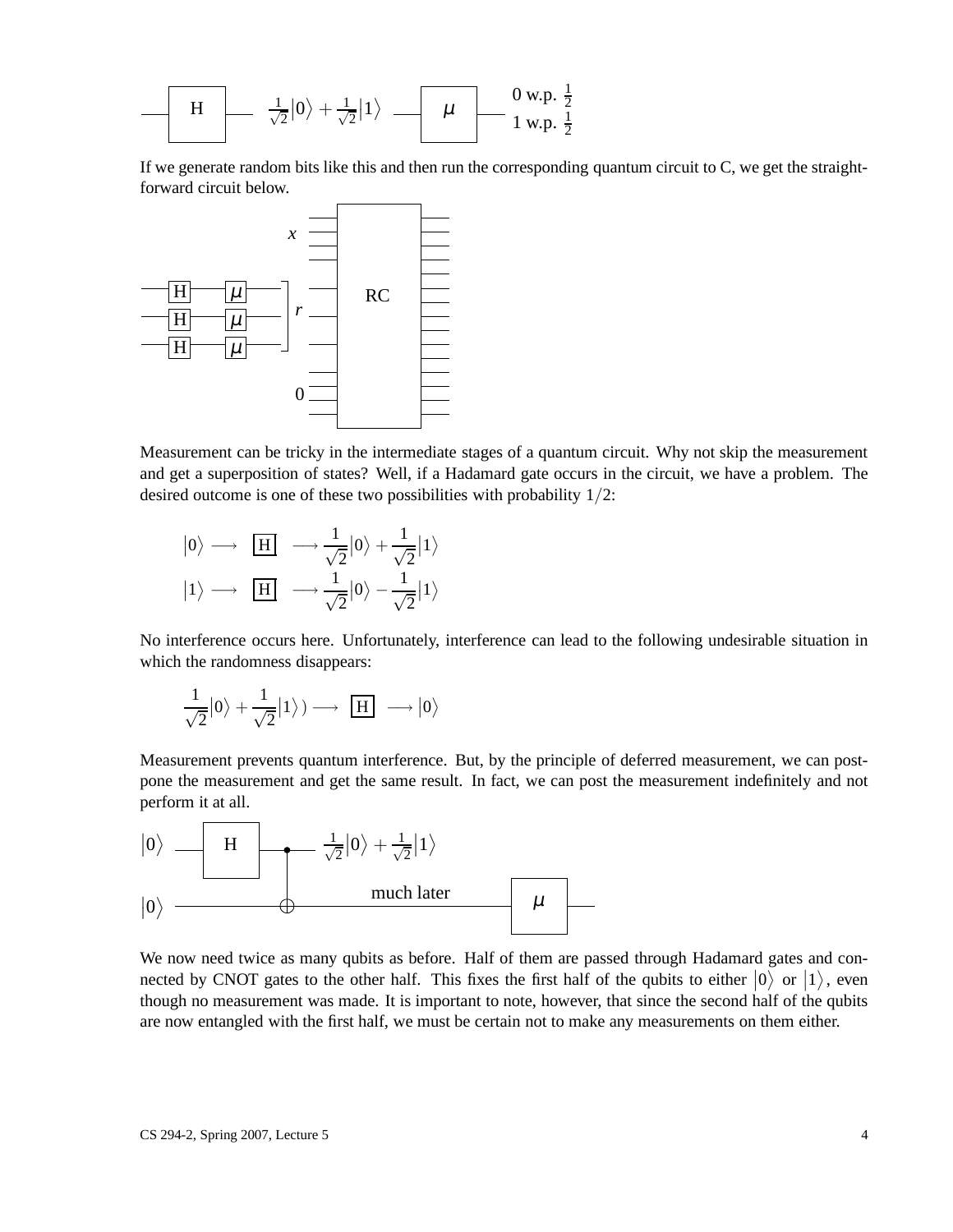$$—\boxed{H}— \frac{1}{\sqrt{2}}|0\rangle + \frac{1}{\sqrt{2}}|1\rangle —\boxed{\mu}— \begin{array}{l} 0 \text{ w.p. } \frac{1}{2} \\ 1 \text{ w.p. } \frac{1}{2} \end{array}$$

If we generate random bits like this and then run the corresponding quantum circuit to C, we get the straightforward circuit below.

Measurement can be tricky in the intermediate stages of a quantum circuit. Why not skip the measurement and get a superposition of states? Well, if a Hadamard gate occurs in the circuit, we have a problem. The desired outcome is one of these two possibilities with probability $1/2$:

$$|0\rangle \longrightarrow \boxed{H} \longrightarrow \frac{1}{\sqrt{2}}|0\rangle + \frac{1}{\sqrt{2}}|1\rangle$$

$$|1\rangle \longrightarrow \boxed{H} \longrightarrow \frac{1}{\sqrt{2}}|0\rangle - \frac{1}{\sqrt{2}}|1\rangle$$

No interference occurs here. Unfortunately, interference can lead to the following undesirable situation in which the randomness disappears:

$$\frac{1}{\sqrt{2}}|0\rangle + \frac{1}{\sqrt{2}}|1\rangle) \longrightarrow \boxed{H} \longrightarrow |0\rangle$$

Measurement prevents quantum interference. But, by the principle of deferred measurement, we can postpone the measurement and get the same result. In fact, we can post the measurement indefinitely and not perform it at all.

We now need twice as many qubits as before. Half of them are passed through Hadamard gates and connected by CNOT gates to the other half. This fixes the first half of the qubits to either $|0\rangle$ or $|1\rangle$, even though no measurement was made. It is important to note, however, that since the second half of the qubits are now entangled with the first half, we must be certain not to make any measurements on them either.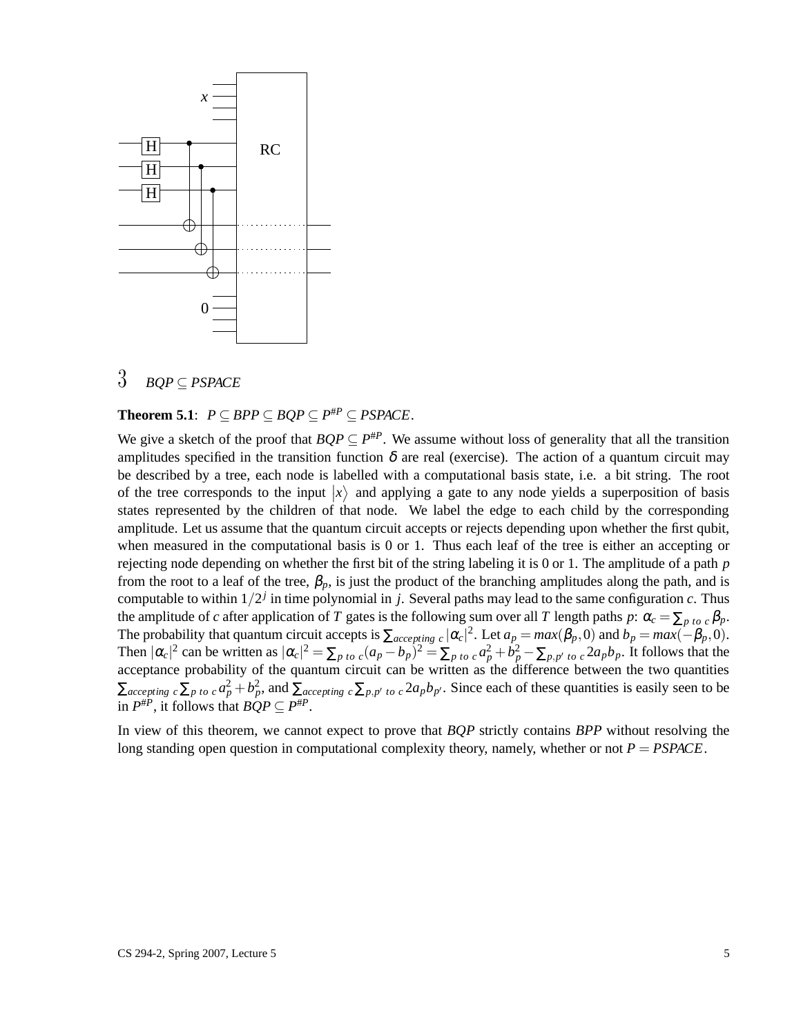x

RC

H

H

H

0

## 3 BQP ⊆ PSPACE

**Theorem 5.1**: $P \subseteq BPP \subseteq BQP \subseteq P^{\#P} \subseteq PSPACE$.

We give a sketch of the proof that $BQP \subseteq P^{\#P}$. We assume without loss of generality that all the transition amplitudes specified in the transition function $\delta$ are real (exercise). The action of a quantum circuit may be described by a tree, each node is labelled with a computational basis state, i.e. a bit string. The root of the tree corresponds to the input $|x\rangle$ and applying a gate to any node yields a superposition of basis states represented by the children of that node. We label the edge to each child by the corresponding amplitude. Let us assume that the quantum circuit accepts or rejects depending upon whether the first qubit, when measured in the computational basis is 0 or 1. Thus each leaf of the tree is either an accepting or rejecting node depending on whether the first bit of the string labeling it is 0 or 1. The amplitude of a path $p$ from the root to a leaf of the tree, $\beta_p$, is just the product of the branching amplitudes along the path, and is computable to within $1/2^j$ in time polynomial in $j$. Several paths may lead to the same configuration $c$. Thus the amplitude of $c$ after application of $T$ gates is the following sum over all $T$ length paths $p$: $\alpha_c = \sum_{p \text{ to } c} \beta_p$. The probability that quantum circuit accepts is $\sum_{accepting\ c} |\alpha_c|^2$. Let $a_p = max(\beta_p, 0)$ and $b_p = max(-\beta_p, 0)$. Then $|\alpha_c|^2$ can be written as $|\alpha_c|^2 = \sum_{p \text{ to } c} (a_p - b_p)^2 = \sum_{p \text{ to } c} a_p^2 + b_p^2 - \sum_{p,p' \text{ to } c} 2a_p b_p$. It follows that the acceptance probability of the quantum circuit can be written as the difference between the two quantities $\sum_{accepting\ c} \sum_{p \text{ to } c} a_p^2 + b_p^2$, and $\sum_{accepting\ c} \sum_{p,p' \text{ to } c} 2a_p b_{p'}$. Since each of these quantities is easily seen to be in $P^{\#P}$, it follows that $BQP \subseteq P^{\#P}$.

In view of this theorem, we cannot expect to prove that *BQP* strictly contains *BPP* without resolving the long standing open question in computational complexity theory, namely, whether or not $P = PSPACE$.